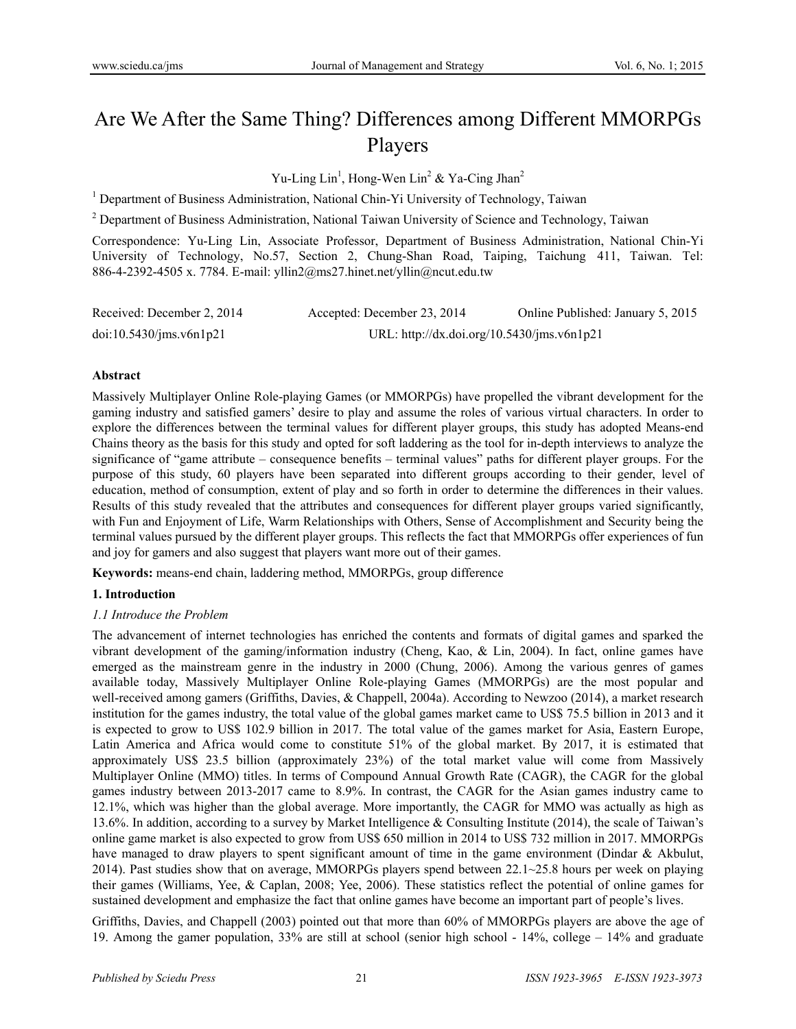# Are We After the Same Thing? Differences among Different MMORPGs Players

Yu-Ling Lin[1], Hong-Wen Lin[2] & Ya-Cing Jhan[2]

[1] Department of Business Administration, National Chin-Yi University of Technology, Taiwan

[2] Department of Business Administration, National Taiwan University of Science and Technology, Taiwan

Correspondence: Yu-Ling Lin, Associate Professor, Department of Business Administration, National Chin-Yi University of Technology, No.57, Section 2, Chung-Shan Road, Taiping, Taichung 411, Taiwan. Tel: 886-4-2392-4505 x. 7784. E-mail: yllin2@ms27.hinet.net/yllin@ncut.edu.tw

Received: December 2, 2014 Accepted: December 23, 2014 Online Published: January 5, 2015

doi:10.5430/jms.v6n1p21 URL: http://dx.doi.org/10.5430/jms.v6n1p21

**Abstract**

Massively Multiplayer Online Role-playing Games (or MMORPGs) have propelled the vibrant development for the gaming industry and satisfied gamers' desire to play and assume the roles of various virtual characters. In order to explore the differences between the terminal values for different player groups, this study has adopted Means-end Chains theory as the basis for this study and opted for soft laddering as the tool for in-depth interviews to analyze the significance of "game attribute – consequence benefits – terminal values" paths for different player groups. For the purpose of this study, 60 players have been separated into different groups according to their gender, level of education, method of consumption, extent of play and so forth in order to determine the differences in their values. Results of this study revealed that the attributes and consequences for different player groups varied significantly, with Fun and Enjoyment of Life, Warm Relationships with Others, Sense of Accomplishment and Security being the terminal values pursued by the different player groups. This reflects the fact that MMORPGs offer experiences of fun and joy for gamers and also suggest that players want more out of their games.

**Keywords:** means-end chain, laddering method, MMORPGs, group difference

## 1. Introduction

### 1.1 Introduce the Problem

The advancement of internet technologies has enriched the contents and formats of digital games and sparked the vibrant development of the gaming/information industry (Cheng, Kao, & Lin, 2004). In fact, online games have emerged as the mainstream genre in the industry in 2000 (Chung, 2006). Among the various genres of games available today, Massively Multiplayer Online Role-playing Games (MMORPGs) are the most popular and well-received among gamers (Griffiths, Davies, & Chappell, 2004a). According to Newzoo (2014), a market research institution for the games industry, the total value of the global games market came to US$ 75.5 billion in 2013 and it is expected to grow to US$ 102.9 billion in 2017. The total value of the games market for Asia, Eastern Europe, Latin America and Africa would come to constitute 51% of the global market. By 2017, it is estimated that approximately US$ 23.5 billion (approximately 23%) of the total market value will come from Massively Multiplayer Online (MMO) titles. In terms of Compound Annual Growth Rate (CAGR), the CAGR for the global games industry between 2013-2017 came to 8.9%. In contrast, the CAGR for the Asian games industry came to 12.1%, which was higher than the global average. More importantly, the CAGR for MMO was actually as high as 13.6%. In addition, according to a survey by Market Intelligence & Consulting Institute (2014), the scale of Taiwan's online game market is also expected to grow from US$ 650 million in 2014 to US$ 732 million in 2017. MMORPGs have managed to draw players to spent significant amount of time in the game environment (Dindar & Akbulut, 2014). Past studies show that on average, MMORPGs players spend between 22.1~25.8 hours per week on playing their games (Williams, Yee, & Caplan, 2008; Yee, 2006). These statistics reflect the potential of online games for sustained development and emphasize the fact that online games have become an important part of people's lives.

Griffiths, Davies, and Chappell (2003) pointed out that more than 60% of MMORPGs players are above the age of 19. Among the gamer population, 33% are still at school (senior high school - 14%, college – 14% and graduate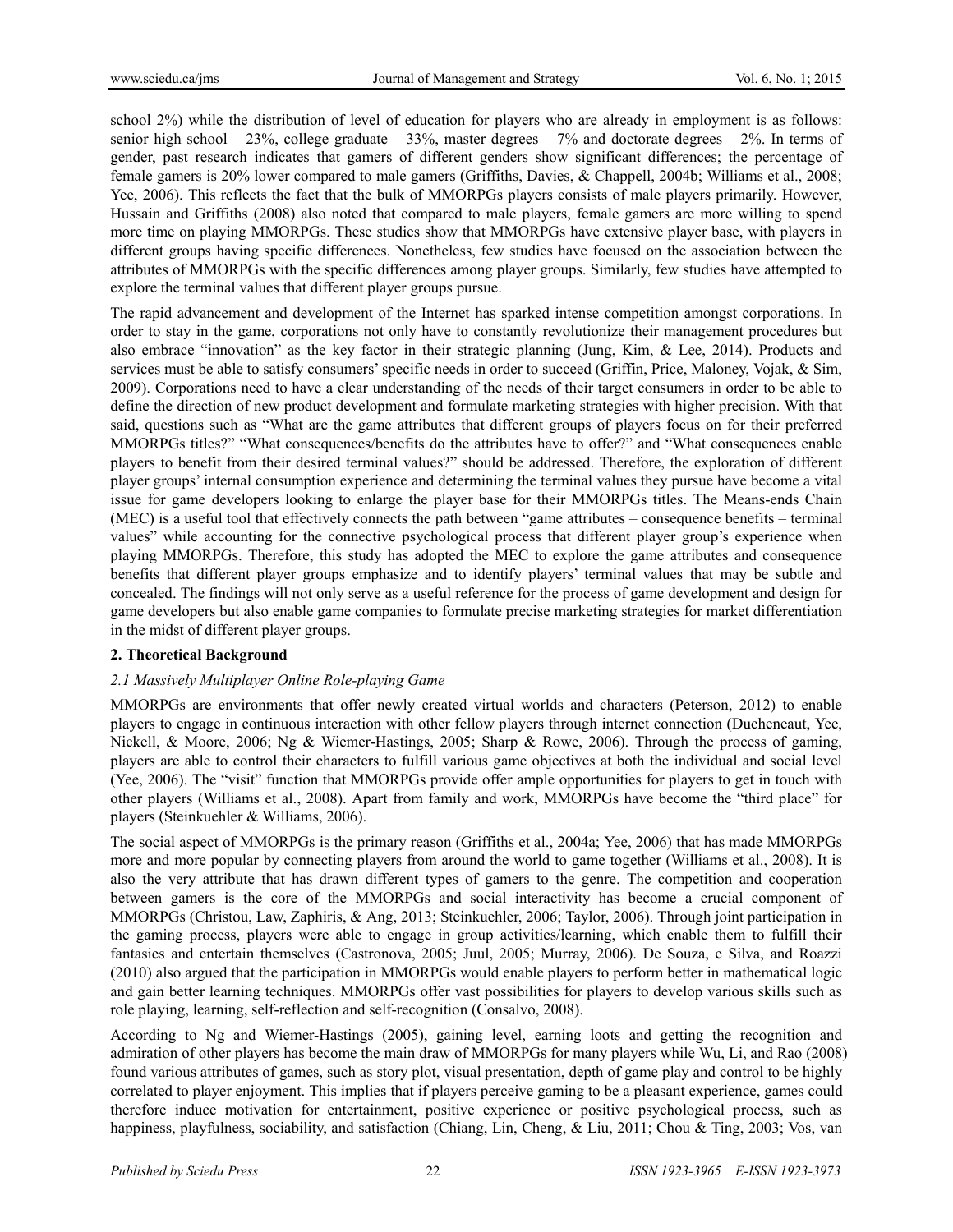school 2%) while the distribution of level of education for players who are already in employment is as follows: senior high school – 23%, college graduate – 33%, master degrees – 7% and doctorate degrees – 2%. In terms of gender, past research indicates that gamers of different genders show significant differences; the percentage of female gamers is 20% lower compared to male gamers (Griffiths, Davies, & Chappell, 2004b; Williams et al., 2008; Yee, 2006). This reflects the fact that the bulk of MMORPGs players consists of male players primarily. However, Hussain and Griffiths (2008) also noted that compared to male players, female gamers are more willing to spend more time on playing MMORPGs. These studies show that MMORPGs have extensive player base, with players in different groups having specific differences. Nonetheless, few studies have focused on the association between the attributes of MMORPGs with the specific differences among player groups. Similarly, few studies have attempted to explore the terminal values that different player groups pursue.

The rapid advancement and development of the Internet has sparked intense competition amongst corporations. In order to stay in the game, corporations not only have to constantly revolutionize their management procedures but also embrace "innovation" as the key factor in their strategic planning (Jung, Kim, & Lee, 2014). Products and services must be able to satisfy consumers' specific needs in order to succeed (Griffin, Price, Maloney, Vojak, & Sim, 2009). Corporations need to have a clear understanding of the needs of their target consumers in order to be able to define the direction of new product development and formulate marketing strategies with higher precision. With that said, questions such as "What are the game attributes that different groups of players focus on for their preferred MMORPGs titles?" "What consequences/benefits do the attributes have to offer?" and "What consequences enable players to benefit from their desired terminal values?" should be addressed. Therefore, the exploration of different player groups' internal consumption experience and determining the terminal values they pursue have become a vital issue for game developers looking to enlarge the player base for their MMORPGs titles. The Means-ends Chain (MEC) is a useful tool that effectively connects the path between "game attributes – consequence benefits – terminal values" while accounting for the connective psychological process that different player group's experience when playing MMORPGs. Therefore, this study has adopted the MEC to explore the game attributes and consequence benefits that different player groups emphasize and to identify players' terminal values that may be subtle and concealed. The findings will not only serve as a useful reference for the process of game development and design for game developers but also enable game companies to formulate precise marketing strategies for market differentiation in the midst of different player groups.

## 2. Theoretical Background

### *2.1 Massively Multiplayer Online Role-playing Game*

MMORPGs are environments that offer newly created virtual worlds and characters (Peterson, 2012) to enable players to engage in continuous interaction with other fellow players through internet connection (Ducheneaut, Yee, Nickell, & Moore, 2006; Ng & Wiemer-Hastings, 2005; Sharp & Rowe, 2006). Through the process of gaming, players are able to control their characters to fulfill various game objectives at both the individual and social level (Yee, 2006). The "visit" function that MMORPGs provide offer ample opportunities for players to get in touch with other players (Williams et al., 2008). Apart from family and work, MMORPGs have become the "third place" for players (Steinkuehler & Williams, 2006).

The social aspect of MMORPGs is the primary reason (Griffiths et al., 2004a; Yee, 2006) that has made MMORPGs more and more popular by connecting players from around the world to game together (Williams et al., 2008). It is also the very attribute that has drawn different types of gamers to the genre. The competition and cooperation between gamers is the core of the MMORPGs and social interactivity has become a crucial component of MMORPGs (Christou, Law, Zaphiris, & Ang, 2013; Steinkuehler, 2006; Taylor, 2006). Through joint participation in the gaming process, players were able to engage in group activities/learning, which enable them to fulfill their fantasies and entertain themselves (Castronova, 2005; Juul, 2005; Murray, 2006). De Souza, e Silva, and Roazzi (2010) also argued that the participation in MMORPGs would enable players to perform better in mathematical logic and gain better learning techniques. MMORPGs offer vast possibilities for players to develop various skills such as role playing, learning, self-reflection and self-recognition (Consalvo, 2008).

According to Ng and Wiemer-Hastings (2005), gaining level, earning loots and getting the recognition and admiration of other players has become the main draw of MMORPGs for many players while Wu, Li, and Rao (2008) found various attributes of games, such as story plot, visual presentation, depth of game play and control to be highly correlated to player enjoyment. This implies that if players perceive gaming to be a pleasant experience, games could therefore induce motivation for entertainment, positive experience or positive psychological process, such as happiness, playfulness, sociability, and satisfaction (Chiang, Lin, Cheng, & Liu, 2011; Chou & Ting, 2003; Vos, van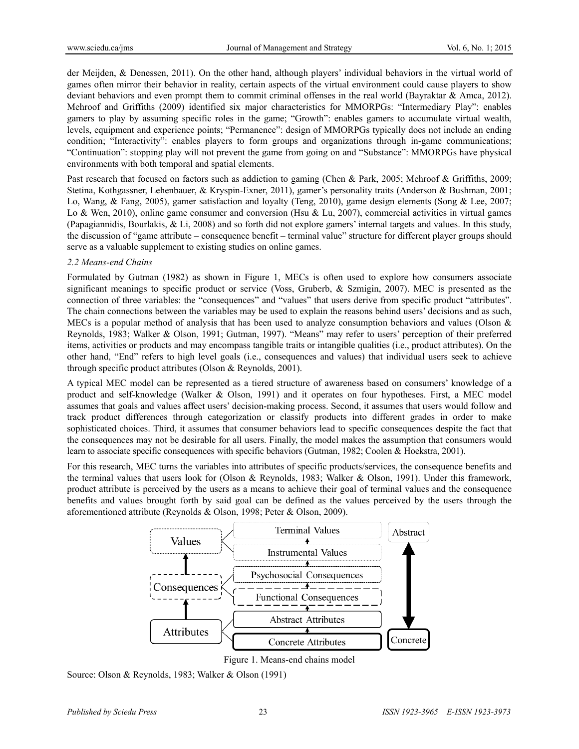der Meijden, & Denessen, 2011). On the other hand, although players' individual behaviors in the virtual world of games often mirror their behavior in reality, certain aspects of the virtual environment could cause players to show deviant behaviors and even prompt them to commit criminal offenses in the real world (Bayraktar & Amca, 2012). Mehroof and Griffiths (2009) identified six major characteristics for MMORPGs: "Intermediary Play": enables gamers to play by assuming specific roles in the game; "Growth": enables gamers to accumulate virtual wealth, levels, equipment and experience points; "Permanence": design of MMORPGs typically does not include an ending condition; "Interactivity": enables players to form groups and organizations through in-game communications; "Continuation": stopping play will not prevent the game from going on and "Substance": MMORPGs have physical environments with both temporal and spatial elements.

Past research that focused on factors such as addiction to gaming (Chen & Park, 2005; Mehroof & Griffiths, 2009; Stetina, Kothgassner, Lehenbauer, & Kryspin-Exner, 2011), gamer's personality traits (Anderson & Bushman, 2001; Lo, Wang, & Fang, 2005), gamer satisfaction and loyalty (Teng, 2010), game design elements (Song & Lee, 2007; Lo & Wen, 2010), online game consumer and conversion (Hsu & Lu, 2007), commercial activities in virtual games (Papagiannidis, Bourlakis, & Li, 2008) and so forth did not explore gamers' internal targets and values. In this study, the discussion of "game attribute – consequence benefit – terminal value" structure for different player groups should serve as a valuable supplement to existing studies on online games.

### *2.2 Means-end Chains*

Formulated by Gutman (1982) as shown in Figure 1, MECs is often used to explore how consumers associate significant meanings to specific product or service (Voss, Gruberb, & Szmigin, 2007). MEC is presented as the connection of three variables: the "consequences" and "values" that users derive from specific product "attributes". The chain connections between the variables may be used to explain the reasons behind users' decisions and as such, MECs is a popular method of analysis that has been used to analyze consumption behaviors and values (Olson & Reynolds, 1983; Walker & Olson, 1991; Gutman, 1997). "Means" may refer to users' perception of their preferred items, activities or products and may encompass tangible traits or intangible qualities (i.e., product attributes). On the other hand, "End" refers to high level goals (i.e., consequences and values) that individual users seek to achieve through specific product attributes (Olson & Reynolds, 2001).

A typical MEC model can be represented as a tiered structure of awareness based on consumers' knowledge of a product and self-knowledge (Walker & Olson, 1991) and it operates on four hypotheses. First, a MEC model assumes that goals and values affect users' decision-making process. Second, it assumes that users would follow and track product differences through categorization or classify products into different grades in order to make sophisticated choices. Third, it assumes that consumer behaviors lead to specific consequences despite the fact that the consequences may not be desirable for all users. Finally, the model makes the assumption that consumers would learn to associate specific consequences with specific behaviors (Gutman, 1982; Coolen & Hoekstra, 2001).

For this research, MEC turns the variables into attributes of specific products/services, the consequence benefits and the terminal values that users look for (Olson & Reynolds, 1983; Walker & Olson, 1991). Under this framework, product attribute is perceived by the users as a means to achieve their goal of terminal values and the consequence benefits and values brought forth by said goal can be defined as the values perceived by the users through the aforementioned attribute (Reynolds & Olson, 1998; Peter & Olson, 2009).

Values: Terminal Values, Instrumental Values
Consequences: Psychosocial Consequences, Functional Consequences
Attributes: Abstract Attributes, Concrete Attributes
Abstract ↕ Concrete

Figure 1. Means-end chains model

Source: Olson & Reynolds, 1983; Walker & Olson (1991)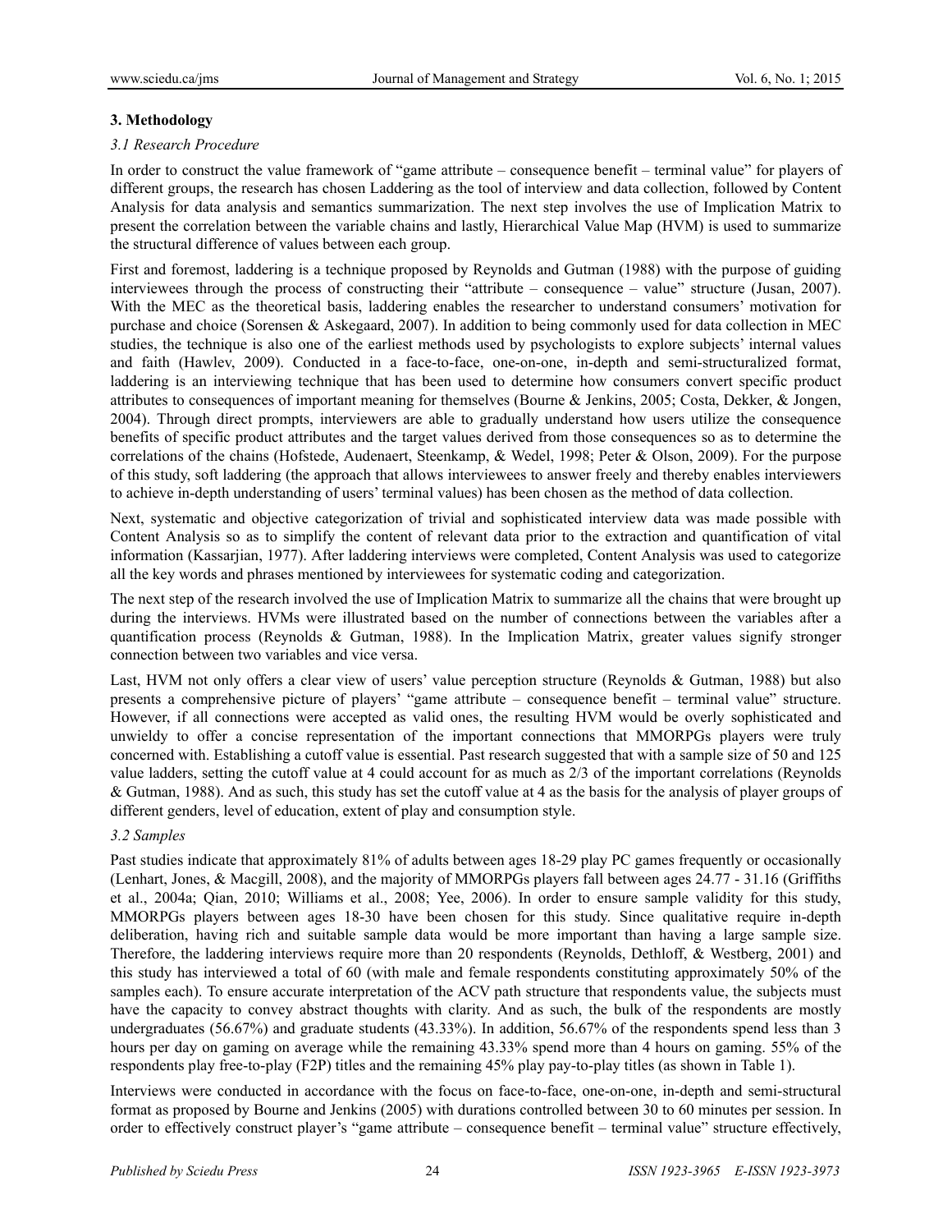## 3. Methodology

### 3.1 Research Procedure

In order to construct the value framework of "game attribute – consequence benefit – terminal value" for players of different groups, the research has chosen Laddering as the tool of interview and data collection, followed by Content Analysis for data analysis and semantics summarization. The next step involves the use of Implication Matrix to present the correlation between the variable chains and lastly, Hierarchical Value Map (HVM) is used to summarize the structural difference of values between each group.

First and foremost, laddering is a technique proposed by Reynolds and Gutman (1988) with the purpose of guiding interviewees through the process of constructing their "attribute – consequence – value" structure (Jusan, 2007). With the MEC as the theoretical basis, laddering enables the researcher to understand consumers' motivation for purchase and choice (Sorensen & Askegaard, 2007). In addition to being commonly used for data collection in MEC studies, the technique is also one of the earliest methods used by psychologists to explore subjects' internal values and faith (Hawlev, 2009). Conducted in a face-to-face, one-on-one, in-depth and semi-structuralized format, laddering is an interviewing technique that has been used to determine how consumers convert specific product attributes to consequences of important meaning for themselves (Bourne & Jenkins, 2005; Costa, Dekker, & Jongen, 2004). Through direct prompts, interviewers are able to gradually understand how users utilize the consequence benefits of specific product attributes and the target values derived from those consequences so as to determine the correlations of the chains (Hofstede, Audenaert, Steenkamp, & Wedel, 1998; Peter & Olson, 2009). For the purpose of this study, soft laddering (the approach that allows interviewees to answer freely and thereby enables interviewers to achieve in-depth understanding of users' terminal values) has been chosen as the method of data collection.

Next, systematic and objective categorization of trivial and sophisticated interview data was made possible with Content Analysis so as to simplify the content of relevant data prior to the extraction and quantification of vital information (Kassarjian, 1977). After laddering interviews were completed, Content Analysis was used to categorize all the key words and phrases mentioned by interviewees for systematic coding and categorization.

The next step of the research involved the use of Implication Matrix to summarize all the chains that were brought up during the interviews. HVMs were illustrated based on the number of connections between the variables after a quantification process (Reynolds & Gutman, 1988). In the Implication Matrix, greater values signify stronger connection between two variables and vice versa.

Last, HVM not only offers a clear view of users' value perception structure (Reynolds & Gutman, 1988) but also presents a comprehensive picture of players' "game attribute – consequence benefit – terminal value" structure. However, if all connections were accepted as valid ones, the resulting HVM would be overly sophisticated and unwieldy to offer a concise representation of the important connections that MMORPGs players were truly concerned with. Establishing a cutoff value is essential. Past research suggested that with a sample size of 50 and 125 value ladders, setting the cutoff value at 4 could account for as much as 2/3 of the important correlations (Reynolds & Gutman, 1988). And as such, this study has set the cutoff value at 4 as the basis for the analysis of player groups of different genders, level of education, extent of play and consumption style.

### 3.2 Samples

Past studies indicate that approximately 81% of adults between ages 18-29 play PC games frequently or occasionally (Lenhart, Jones, & Macgill, 2008), and the majority of MMORPGs players fall between ages 24.77 - 31.16 (Griffiths et al., 2004a; Qian, 2010; Williams et al., 2008; Yee, 2006). In order to ensure sample validity for this study, MMORPGs players between ages 18-30 have been chosen for this study. Since qualitative require in-depth deliberation, having rich and suitable sample data would be more important than having a large sample size. Therefore, the laddering interviews require more than 20 respondents (Reynolds, Dethloff, & Westberg, 2001) and this study has interviewed a total of 60 (with male and female respondents constituting approximately 50% of the samples each). To ensure accurate interpretation of the ACV path structure that respondents value, the subjects must have the capacity to convey abstract thoughts with clarity. And as such, the bulk of the respondents are mostly undergraduates (56.67%) and graduate students (43.33%). In addition, 56.67% of the respondents spend less than 3 hours per day on gaming on average while the remaining 43.33% spend more than 4 hours on gaming. 55% of the respondents play free-to-play (F2P) titles and the remaining 45% play pay-to-play titles (as shown in Table 1).

Interviews were conducted in accordance with the focus on face-to-face, one-on-one, in-depth and semi-structural format as proposed by Bourne and Jenkins (2005) with durations controlled between 30 to 60 minutes per session. In order to effectively construct player's "game attribute – consequence benefit – terminal value" structure effectively,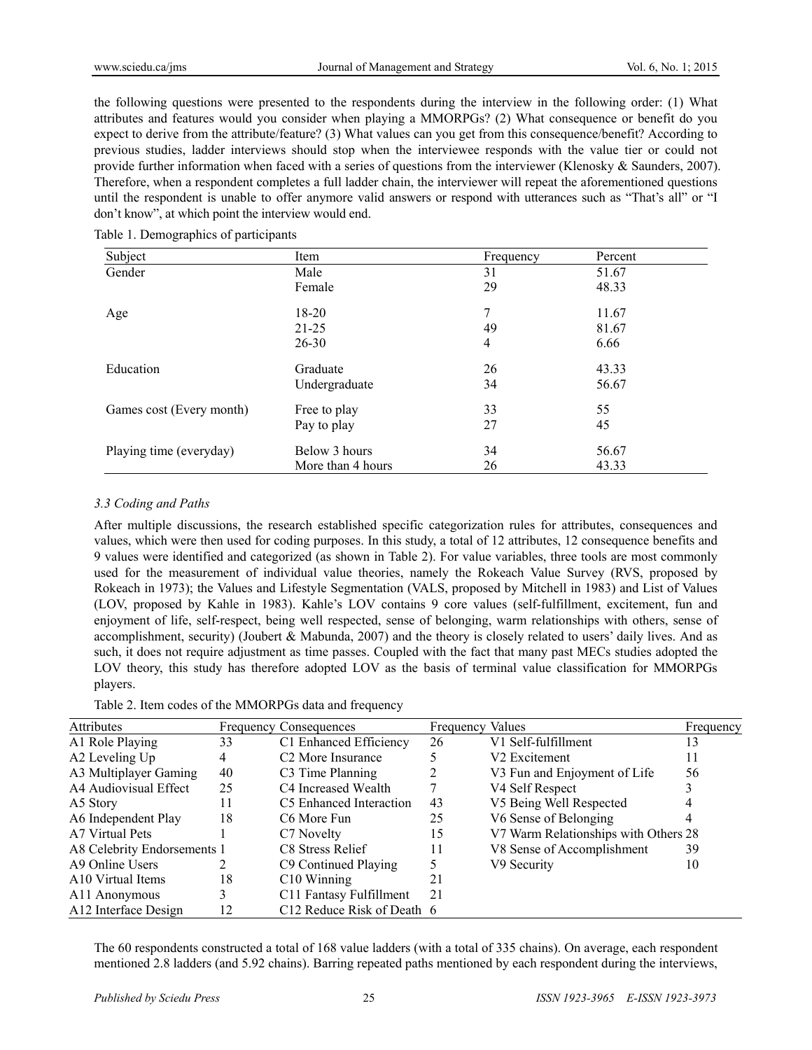the following questions were presented to the respondents during the interview in the following order: (1) What attributes and features would you consider when playing a MMORPGs? (2) What consequence or benefit do you expect to derive from the attribute/feature? (3) What values can you get from this consequence/benefit? According to previous studies, ladder interviews should stop when the interviewee responds with the value tier or could not provide further information when faced with a series of questions from the interviewer (Klenosky & Saunders, 2007). Therefore, when a respondent completes a full ladder chain, the interviewer will repeat the aforementioned questions until the respondent is unable to offer anymore valid answers or respond with utterances such as "That's all" or "I don't know", at which point the interview would end.

Table 1. Demographics of participants

| Subject | Item | Frequency | Percent |
|---|---|---|---|
| Gender | Male | 31 | 51.67 |
| | Female | 29 | 48.33 |
| Age | 18-20 | 7 | 11.67 |
| | 21-25 | 49 | 81.67 |
| | 26-30 | 4 | 6.66 |
| Education | Graduate | 26 | 43.33 |
| | Undergraduate | 34 | 56.67 |
| Games cost (Every month) | Free to play | 33 | 55 |
| | Pay to play | 27 | 45 |
| Playing time (everyday) | Below 3 hours | 34 | 56.67 |
| | More than 4 hours | 26 | 43.33 |

### *3.3 Coding and Paths*

After multiple discussions, the research established specific categorization rules for attributes, consequences and values, which were then used for coding purposes. In this study, a total of 12 attributes, 12 consequence benefits and 9 values were identified and categorized (as shown in Table 2). For value variables, three tools are most commonly used for the measurement of individual value theories, namely the Rokeach Value Survey (RVS, proposed by Rokeach in 1973); the Values and Lifestyle Segmentation (VALS, proposed by Mitchell in 1983) and List of Values (LOV, proposed by Kahle in 1983). Kahle's LOV contains 9 core values (self-fulfillment, excitement, fun and enjoyment of life, self-respect, being well respected, sense of belonging, warm relationships with others, sense of accomplishment, security) (Joubert & Mabunda, 2007) and the theory is closely related to users' daily lives. And as such, it does not require adjustment as time passes. Coupled with the fact that many past MECs studies adopted the LOV theory, this study has therefore adopted LOV as the basis of terminal value classification for MMORPGs players.

Table 2. Item codes of the MMORPGs data and frequency

| Attributes | Frequency | Consequences | Frequency | Values | Frequency |
|---|---|---|---|---|---|
| A1 Role Playing | 33 | C1 Enhanced Efficiency | 26 | V1 Self-fulfillment | 13 |
| A2 Leveling Up | 4 | C2 More Insurance | 5 | V2 Excitement | 11 |
| A3 Multiplayer Gaming | 40 | C3 Time Planning | 2 | V3 Fun and Enjoyment of Life | 56 |
| A4 Audiovisual Effect | 25 | C4 Increased Wealth | 7 | V4 Self Respect | 3 |
| A5 Story | 11 | C5 Enhanced Interaction | 43 | V5 Being Well Respected | 4 |
| A6 Independent Play | 18 | C6 More Fun | 25 | V6 Sense of Belonging | 4 |
| A7 Virtual Pets | 1 | C7 Novelty | 15 | V7 Warm Relationships with Others | 28 |
| A8 Celebrity Endorsements | 1 | C8 Stress Relief | 11 | V8 Sense of Accomplishment | 39 |
| A9 Online Users | 2 | C9 Continued Playing | 5 | V9 Security | 10 |
| A10 Virtual Items | 18 | C10 Winning | 21 | | |
| A11 Anonymous | 3 | C11 Fantasy Fulfillment | 21 | | |
| A12 Interface Design | 12 | C12 Reduce Risk of Death | 6 | | |

The 60 respondents constructed a total of 168 value ladders (with a total of 335 chains). On average, each respondent mentioned 2.8 ladders (and 5.92 chains). Barring repeated paths mentioned by each respondent during the interviews,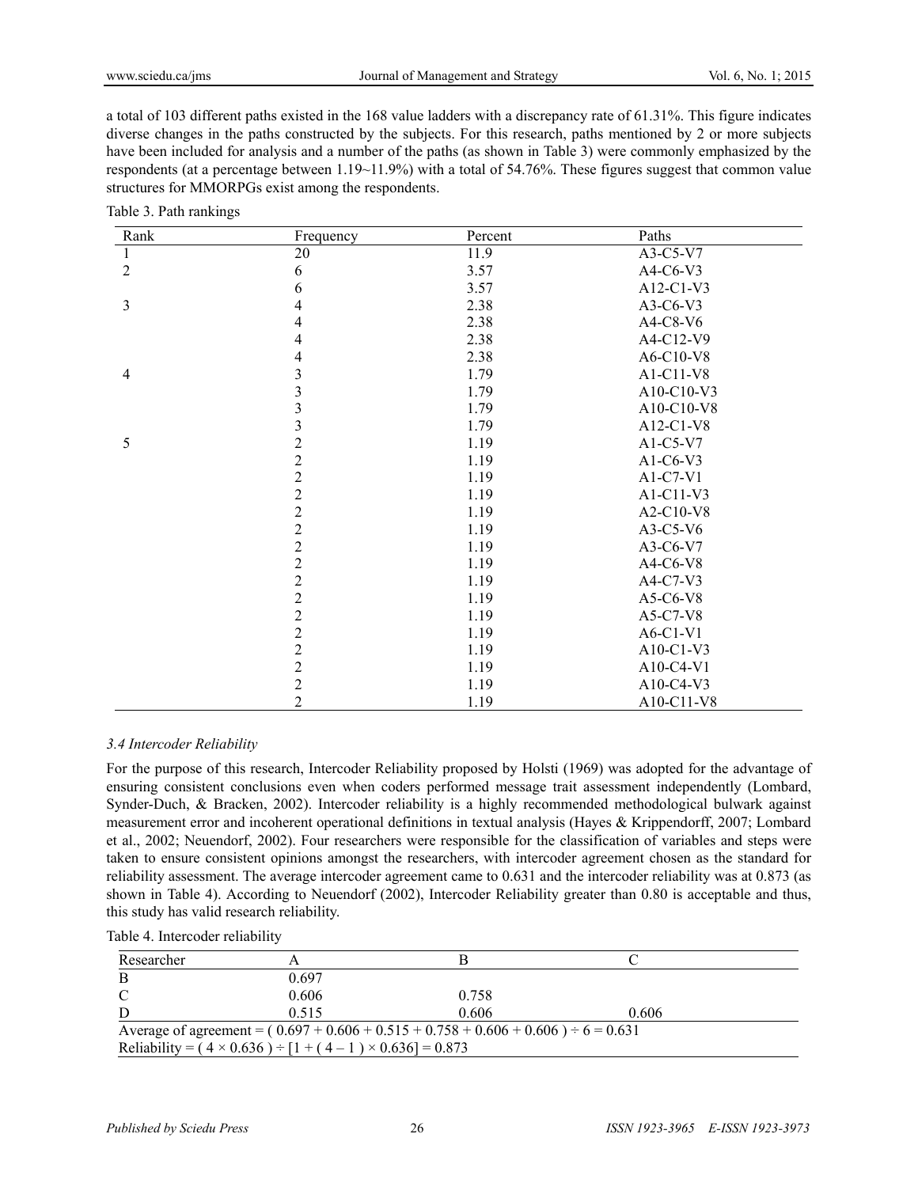a total of 103 different paths existed in the 168 value ladders with a discrepancy rate of 61.31%. This figure indicates diverse changes in the paths constructed by the subjects. For this research, paths mentioned by 2 or more subjects have been included for analysis and a number of the paths (as shown in Table 3) were commonly emphasized by the respondents (at a percentage between 1.19~11.9%) with a total of 54.76%. These figures suggest that common value structures for MMORPGs exist among the respondents.

Table 3. Path rankings

| Rank | Frequency | Percent | Paths |
|---|---|---|---|
| 1 | 20 | 11.9 | A3-C5-V7 |
| 2 | 6 | 3.57 | A4-C6-V3 |
| | 6 | 3.57 | A12-C1-V3 |
| 3 | 4 | 2.38 | A3-C6-V3 |
| | 4 | 2.38 | A4-C8-V6 |
| | 4 | 2.38 | A4-C12-V9 |
| | 4 | 2.38 | A6-C10-V8 |
| 4 | 3 | 1.79 | A1-C11-V8 |
| | 3 | 1.79 | A10-C10-V3 |
| | 3 | 1.79 | A10-C10-V8 |
| | 3 | 1.79 | A12-C1-V8 |
| 5 | 2 | 1.19 | A1-C5-V7 |
| | 2 | 1.19 | A1-C6-V3 |
| | 2 | 1.19 | A1-C7-V1 |
| | 2 | 1.19 | A1-C11-V3 |
| | 2 | 1.19 | A2-C10-V8 |
| | 2 | 1.19 | A3-C5-V6 |
| | 2 | 1.19 | A3-C6-V7 |
| | 2 | 1.19 | A4-C6-V8 |
| | 2 | 1.19 | A4-C7-V3 |
| | 2 | 1.19 | A5-C6-V8 |
| | 2 | 1.19 | A5-C7-V8 |
| | 2 | 1.19 | A6-C1-V1 |
| | 2 | 1.19 | A10-C1-V3 |
| | 2 | 1.19 | A10-C4-V1 |
| | 2 | 1.19 | A10-C4-V3 |
| | 2 | 1.19 | A10-C11-V8 |

### *3.4 Intercoder Reliability*

For the purpose of this research, Intercoder Reliability proposed by Holsti (1969) was adopted for the advantage of ensuring consistent conclusions even when coders performed message trait assessment independently (Lombard, Synder-Duch, & Bracken, 2002). Intercoder reliability is a highly recommended methodological bulwark against measurement error and incoherent operational definitions in textual analysis (Hayes & Krippendorff, 2007; Lombard et al., 2002; Neuendorf, 2002). Four researchers were responsible for the classification of variables and steps were taken to ensure consistent opinions amongst the researchers, with intercoder agreement chosen as the standard for reliability assessment. The average intercoder agreement came to 0.631 and the intercoder reliability was at 0.873 (as shown in Table 4). According to Neuendorf (2002), Intercoder Reliability greater than 0.80 is acceptable and thus, this study has valid research reliability.

Table 4. Intercoder reliability

| Researcher | A | B | C |
|---|---|---|---|
| B | 0.697 | | |
| C | 0.606 | 0.758 | |
| D | 0.515 | 0.606 | 0.606 |
| Average of agreement = ( 0.697 + 0.606 + 0.515 + 0.758 + 0.606 + 0.606 ) ÷ 6 = 0.631 | | | |
| Reliability = ( 4 × 0.636 ) ÷ [1 + ( 4 – 1 ) × 0.636] = 0.873 | | | |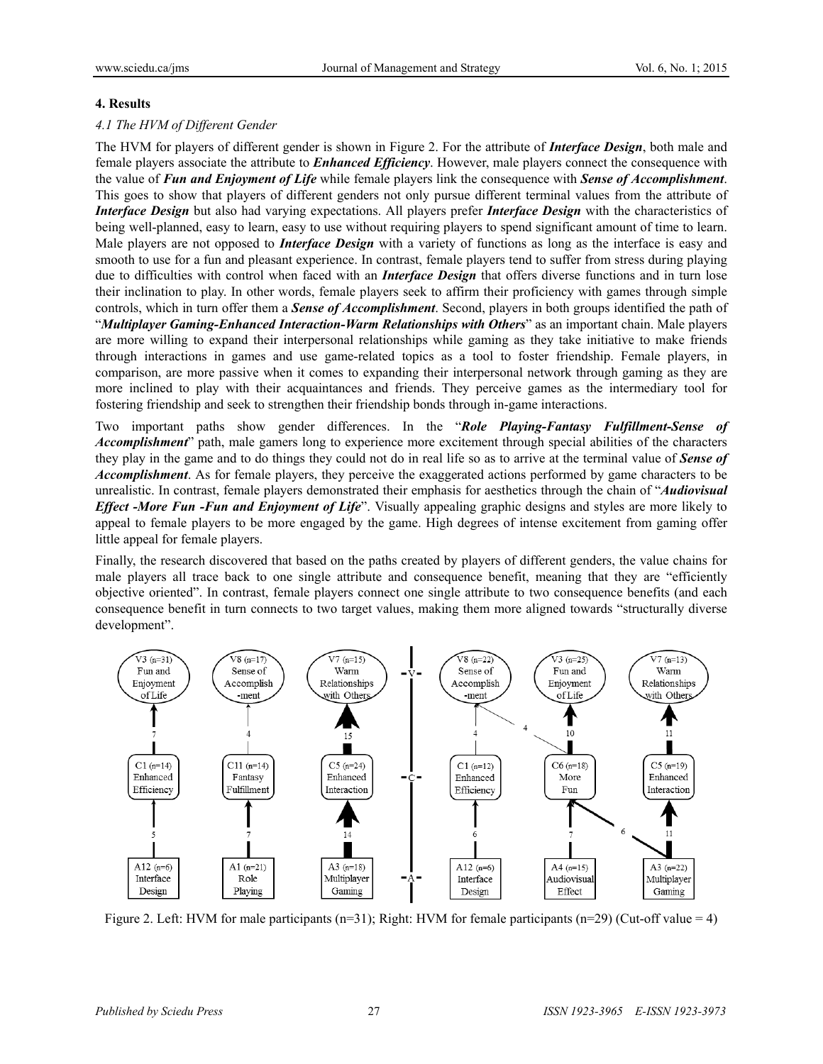## 4. Results

### 4.1 The HVM of Different Gender

The HVM for players of different gender is shown in Figure 2. For the attribute of ***Interface Design***, both male and female players associate the attribute to ***Enhanced Efficiency***. However, male players connect the consequence with the value of ***Fun and Enjoyment of Life*** while female players link the consequence with ***Sense of Accomplishment***. This goes to show that players of different genders not only pursue different terminal values from the attribute of ***Interface Design*** but also had varying expectations. All players prefer ***Interface Design*** with the characteristics of being well-planned, easy to learn, easy to use without requiring players to spend significant amount of time to learn. Male players are not opposed to ***Interface Design*** with a variety of functions as long as the interface is easy and smooth to use for a fun and pleasant experience. In contrast, female players tend to suffer from stress during playing due to difficulties with control when faced with an ***Interface Design*** that offers diverse functions and in turn lose their inclination to play. In other words, female players seek to affirm their proficiency with games through simple controls, which in turn offer them a ***Sense of Accomplishment***. Second, players in both groups identified the path of "***Multiplayer Gaming-Enhanced Interaction-Warm Relationships with Others***" as an important chain. Male players are more willing to expand their interpersonal relationships while gaming as they take initiative to make friends through interactions in games and use game-related topics as a tool to foster friendship. Female players, in comparison, are more passive when it comes to expanding their interpersonal network through gaming as they are more inclined to play with their acquaintances and friends. They perceive games as the intermediary tool for fostering friendship and seek to strengthen their friendship bonds through in-game interactions.

Two important paths show gender differences. In the "***Role Playing-Fantasy Fulfillment-Sense of Accomplishment***" path, male gamers long to experience more excitement through special abilities of the characters they play in the game and to do things they could not do in real life so as to arrive at the terminal value of ***Sense of Accomplishment***. As for female players, they perceive the exaggerated actions performed by game characters to be unrealistic. In contrast, female players demonstrated their emphasis for aesthetics through the chain of "***Audiovisual Effect -More Fun -Fun and Enjoyment of Life***". Visually appealing graphic designs and styles are more likely to appeal to female players to be more engaged by the game. High degrees of intense excitement from gaming offer little appeal for female players.

Finally, the research discovered that based on the paths created by players of different genders, the value chains for male players all trace back to one single attribute and consequence benefit, meaning that they are "efficiently objective oriented". In contrast, female players connect one single attribute to two consequence benefits (and each consequence benefit in turn connects to two target values, making them more aligned towards "structurally diverse development".

Figure 2. Left: HVM for male participants (n=31); Right: HVM for female participants (n=29) (Cut-off value = 4)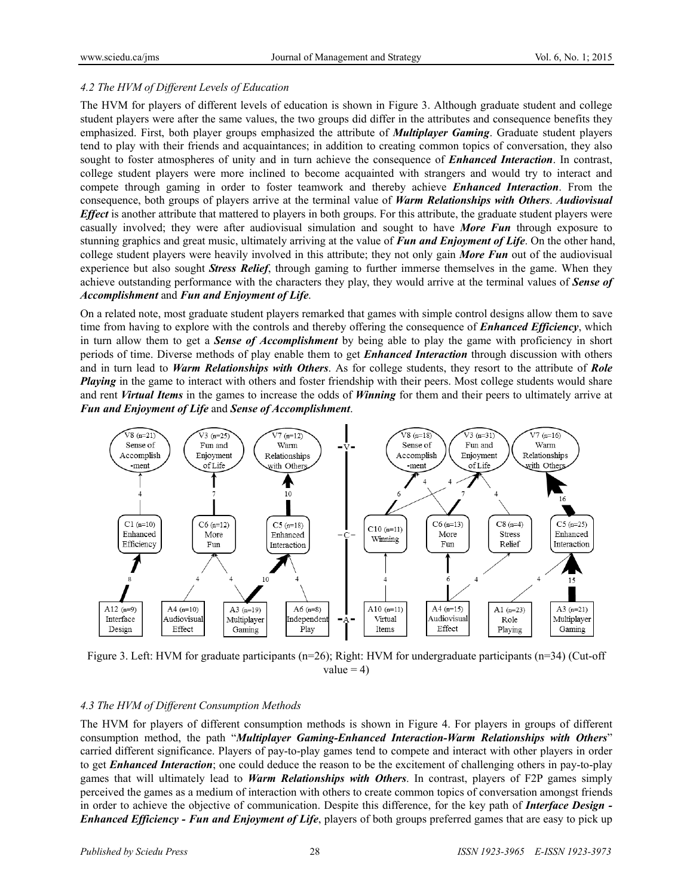### 4.2 The HVM of Different Levels of Education

The HVM for players of different levels of education is shown in Figure 3. Although graduate student and college student players were after the same values, the two groups did differ in the attributes and consequence benefits they emphasized. First, both player groups emphasized the attribute of ***Multiplayer Gaming***. Graduate student players tend to play with their friends and acquaintances; in addition to creating common topics of conversation, they also sought to foster atmospheres of unity and in turn achieve the consequence of ***Enhanced Interaction***. In contrast, college student players were more inclined to become acquainted with strangers and would try to interact and compete through gaming in order to foster teamwork and thereby achieve ***Enhanced Interaction***. From the consequence, both groups of players arrive at the terminal value of ***Warm Relationships with Others***. ***Audiovisual Effect*** is another attribute that mattered to players in both groups. For this attribute, the graduate student players were casually involved; they were after audiovisual simulation and sought to have ***More Fun*** through exposure to stunning graphics and great music, ultimately arriving at the value of ***Fun and Enjoyment of Life***. On the other hand, college student players were heavily involved in this attribute; they not only gain ***More Fun*** out of the audiovisual experience but also sought ***Stress Relief***, through gaming to further immerse themselves in the game. When they achieve outstanding performance with the characters they play, they would arrive at the terminal values of ***Sense of Accomplishment*** and ***Fun and Enjoyment of Life***.

On a related note, most graduate student players remarked that games with simple control designs allow them to save time from having to explore with the controls and thereby offering the consequence of ***Enhanced Efficiency***, which in turn allow them to get a ***Sense of Accomplishment*** by being able to play the game with proficiency in short periods of time. Diverse methods of play enable them to get ***Enhanced Interaction*** through discussion with others and in turn lead to ***Warm Relationships with Others***. As for college students, they resort to the attribute of ***Role Playing*** in the game to interact with others and foster friendship with their peers. Most college students would share and rent ***Virtual Items*** in the games to increase the odds of ***Winning*** for them and their peers to ultimately arrive at ***Fun and Enjoyment of Life*** and ***Sense of Accomplishment***.

V8 (n=21) Sense of Accomplish-ment
V3 (n=25) Fun and Enjoyment of Life
V7 (n=12) Warm Relationships with Others
C1 (n=10) Enhanced Efficiency
C6 (n=12) More Fun
C5 (n=18) Enhanced Interaction
A12 (n=9) Interface Design
A4 (n=10) Audiovisual Effect
A3 (n=19) Multiplayer Gaming
A6 (n=8) Independent Play
4 7 10 8 4 4 10 4

V C A

V8 (n=18) Sense of Accomplish-ment
V3 (n=31) Fun and Enjoyment of Life
V7 (n=16) Warm Relationships with Others
C10 (n=11) Winning
C6 (n=13) More Fun
C8 (n=4) Stress Relief
C5 (n=25) Enhanced Interaction
A10 (n=11) Virtual Items
A4 (n=15) Audiovisual Effect
A1 (n=23) Role Playing
A3 (n=21) Multiplayer Gaming
6 4 4 7 4 16 4 6 4 4 15

Figure 3. Left: HVM for graduate participants (n=26); Right: HVM for undergraduate participants (n=34) (Cut-off value = 4)

### 4.3 The HVM of Different Consumption Methods

The HVM for players of different consumption methods is shown in Figure 4. For players in groups of different consumption method, the path "***Multiplayer Gaming-Enhanced Interaction-Warm Relationships with Others***" carried different significance. Players of pay-to-play games tend to compete and interact with other players in order to get ***Enhanced Interaction***; one could deduce the reason to be the excitement of challenging others in pay-to-play games that will ultimately lead to ***Warm Relationships with Others***. In contrast, players of F2P games simply perceived the games as a medium of interaction with others to create common topics of conversation amongst friends in order to achieve the objective of communication. Despite this difference, for the key path of ***Interface Design - Enhanced Efficiency - Fun and Enjoyment of Life***, players of both groups preferred games that are easy to pick up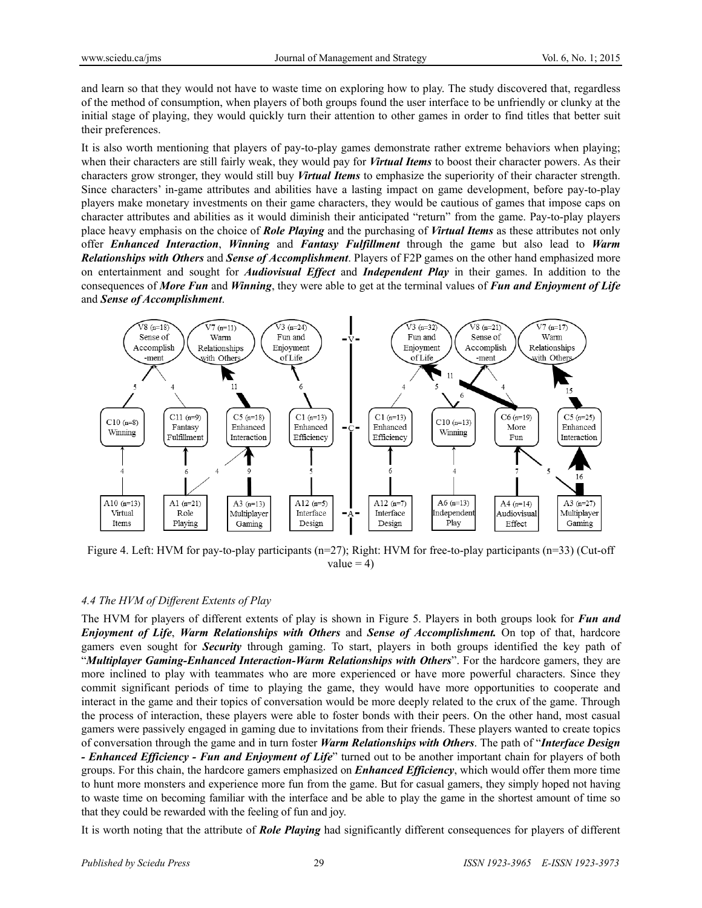and learn so that they would not have to waste time on exploring how to play. The study discovered that, regardless of the method of consumption, when players of both groups found the user interface to be unfriendly or clunky at the initial stage of playing, they would quickly turn their attention to other games in order to find titles that better suit their preferences.

It is also worth mentioning that players of pay-to-play games demonstrate rather extreme behaviors when playing; when their characters are still fairly weak, they would pay for ***Virtual Items*** to boost their character powers. As their characters grow stronger, they would still buy ***Virtual Items*** to emphasize the superiority of their character strength. Since characters' in-game attributes and abilities have a lasting impact on game development, before pay-to-play players make monetary investments on their game characters, they would be cautious of games that impose caps on character attributes and abilities as it would diminish their anticipated "return" from the game. Pay-to-play players place heavy emphasis on the choice of ***Role Playing*** and the purchasing of ***Virtual Items*** as these attributes not only offer ***Enhanced Interaction***, ***Winning*** and ***Fantasy Fulfillment*** through the game but also lead to ***Warm Relationships with Others*** and ***Sense of Accomplishment***. Players of F2P games on the other hand emphasized more on entertainment and sought for ***Audiovisual Effect*** and ***Independent Play*** in their games. In addition to the consequences of ***More Fun*** and ***Winning***, they were able to get at the terminal values of ***Fun and Enjoyment of Life*** and ***Sense of Accomplishment***.

Figure 4. Left: HVM for pay-to-play participants (n=27); Right: HVM for free-to-play participants (n=33) (Cut-off value = 4)

### *4.4 The HVM of Different Extents of Play*

The HVM for players of different extents of play is shown in Figure 5. Players in both groups look for ***Fun and Enjoyment of Life***, ***Warm Relationships with Others*** and ***Sense of Accomplishment.*** On top of that, hardcore gamers even sought for ***Security*** through gaming. To start, players in both groups identified the key path of "***Multiplayer Gaming-Enhanced Interaction-Warm Relationships with Others***". For the hardcore gamers, they are more inclined to play with teammates who are more experienced or have more powerful characters. Since they commit significant periods of time to playing the game, they would have more opportunities to cooperate and interact in the game and their topics of conversation would be more deeply related to the crux of the game. Through the process of interaction, these players were able to foster bonds with their peers. On the other hand, most casual gamers were passively engaged in gaming due to invitations from their friends. These players wanted to create topics of conversation through the game and in turn foster ***Warm Relationships with Others***. The path of "***Interface Design - Enhanced Efficiency - Fun and Enjoyment of Life***" turned out to be another important chain for players of both groups. For this chain, the hardcore gamers emphasized on ***Enhanced Efficiency***, which would offer them more time to hunt more monsters and experience more fun from the game. But for casual gamers, they simply hoped not having to waste time on becoming familiar with the interface and be able to play the game in the shortest amount of time so that they could be rewarded with the feeling of fun and joy.

It is worth noting that the attribute of ***Role Playing*** had significantly different consequences for players of different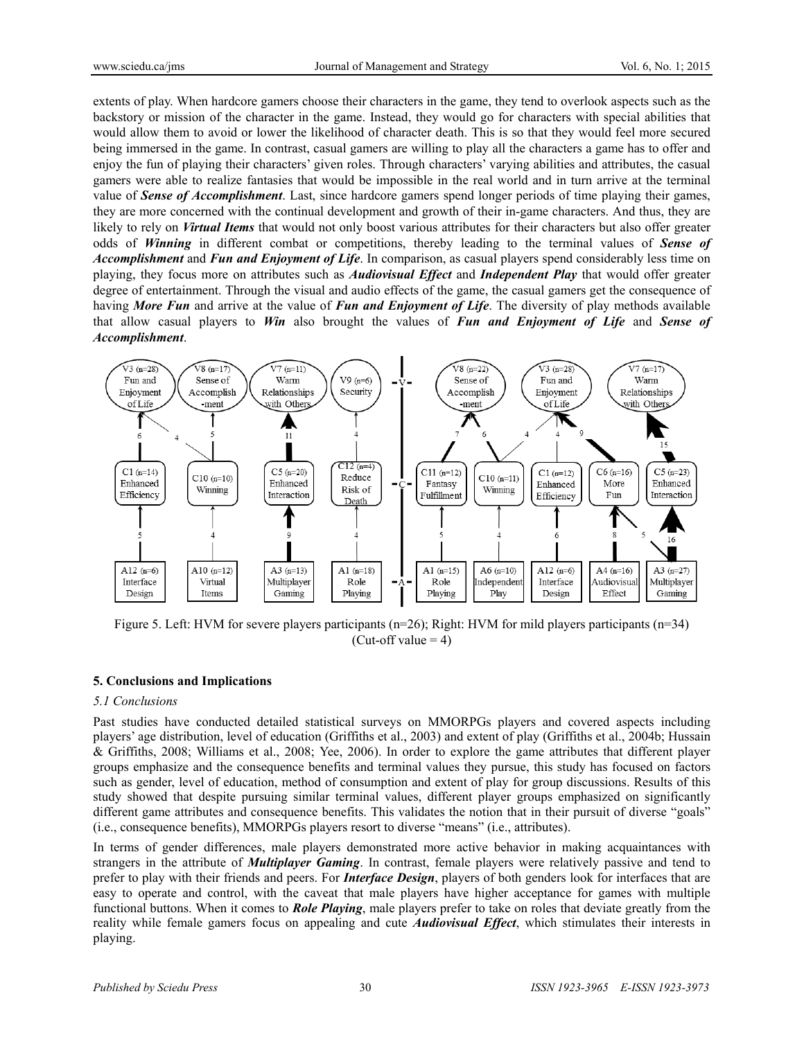extents of play. When hardcore gamers choose their characters in the game, they tend to overlook aspects such as the backstory or mission of the character in the game. Instead, they would go for characters with special abilities that would allow them to avoid or lower the likelihood of character death. This is so that they would feel more secured being immersed in the game. In contrast, casual gamers are willing to play all the characters a game has to offer and enjoy the fun of playing their characters' given roles. Through characters' varying abilities and attributes, the casual gamers were able to realize fantasies that would be impossible in the real world and in turn arrive at the terminal value of ***Sense of Accomplishment***. Last, since hardcore gamers spend longer periods of time playing their games, they are more concerned with the continual development and growth of their in-game characters. And thus, they are likely to rely on ***Virtual Items*** that would not only boost various attributes for their characters but also offer greater odds of ***Winning*** in different combat or competitions, thereby leading to the terminal values of ***Sense of Accomplishment*** and ***Fun and Enjoyment of Life***. In comparison, as casual players spend considerably less time on playing, they focus more on attributes such as ***Audiovisual Effect*** and ***Independent Play*** that would offer greater degree of entertainment. Through the visual and audio effects of the game, the casual gamers get the consequence of having ***More Fun*** and arrive at the value of ***Fun and Enjoyment of Life***. The diversity of play methods available that allow casual players to ***Win*** also brought the values of ***Fun and Enjoyment of Life*** and ***Sense of Accomplishment***.

Figure 5. Left: HVM for severe players participants (n=26); Right: HVM for mild players participants (n=34) (Cut-off value = 4)

## 5. Conclusions and Implications

### *5.1 Conclusions*

Past studies have conducted detailed statistical surveys on MMORPGs players and covered aspects including players' age distribution, level of education (Griffiths et al., 2003) and extent of play (Griffiths et al., 2004b; Hussain & Griffiths, 2008; Williams et al., 2008; Yee, 2006). In order to explore the game attributes that different player groups emphasize and the consequence benefits and terminal values they pursue, this study has focused on factors such as gender, level of education, method of consumption and extent of play for group discussions. Results of this study showed that despite pursuing similar terminal values, different player groups emphasized on significantly different game attributes and consequence benefits. This validates the notion that in their pursuit of diverse "goals" (i.e., consequence benefits), MMORPGs players resort to diverse "means" (i.e., attributes).

In terms of gender differences, male players demonstrated more active behavior in making acquaintances with strangers in the attribute of ***Multiplayer Gaming***. In contrast, female players were relatively passive and tend to prefer to play with their friends and peers. For ***Interface Design***, players of both genders look for interfaces that are easy to operate and control, with the caveat that male players have higher acceptance for games with multiple functional buttons. When it comes to ***Role Playing***, male players prefer to take on roles that deviate greatly from the reality while female gamers focus on appealing and cute ***Audiovisual Effect***, which stimulates their interests in playing.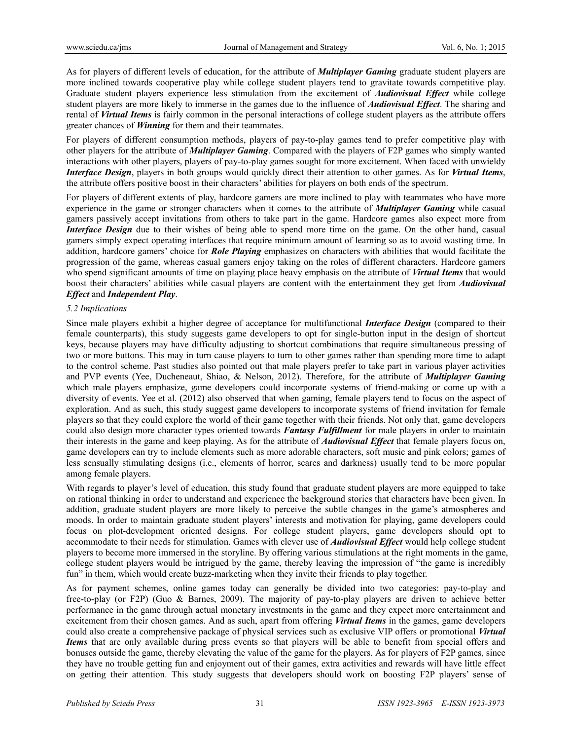As for players of different levels of education, for the attribute of ***Multiplayer Gaming*** graduate student players are more inclined towards cooperative play while college student players tend to gravitate towards competitive play. Graduate student players experience less stimulation from the excitement of ***Audiovisual Effect*** while college student players are more likely to immerse in the games due to the influence of ***Audiovisual Effect***. The sharing and rental of ***Virtual Items*** is fairly common in the personal interactions of college student players as the attribute offers greater chances of ***Winning*** for them and their teammates.

For players of different consumption methods, players of pay-to-play games tend to prefer competitive play with other players for the attribute of ***Multiplayer Gaming***. Compared with the players of F2P games who simply wanted interactions with other players, players of pay-to-play games sought for more excitement. When faced with unwieldy ***Interface Design***, players in both groups would quickly direct their attention to other games. As for ***Virtual Items***, the attribute offers positive boost in their characters' abilities for players on both ends of the spectrum.

For players of different extents of play, hardcore gamers are more inclined to play with teammates who have more experience in the game or stronger characters when it comes to the attribute of ***Multiplayer Gaming*** while casual gamers passively accept invitations from others to take part in the game. Hardcore games also expect more from ***Interface Design*** due to their wishes of being able to spend more time on the game. On the other hand, casual gamers simply expect operating interfaces that require minimum amount of learning so as to avoid wasting time. In addition, hardcore gamers' choice for ***Role Playing*** emphasizes on characters with abilities that would facilitate the progression of the game, whereas casual gamers enjoy taking on the roles of different characters. Hardcore gamers who spend significant amounts of time on playing place heavy emphasis on the attribute of ***Virtual Items*** that would boost their characters' abilities while casual players are content with the entertainment they get from ***Audiovisual Effect*** and ***Independent Play***.

### *5.2 Implications*

Since male players exhibit a higher degree of acceptance for multifunctional ***Interface Design*** (compared to their female counterparts), this study suggests game developers to opt for single-button input in the design of shortcut keys, because players may have difficulty adjusting to shortcut combinations that require simultaneous pressing of two or more buttons. This may in turn cause players to turn to other games rather than spending more time to adapt to the control scheme. Past studies also pointed out that male players prefer to take part in various player activities and PVP events (Yee, Ducheneaut, Shiao, & Nelson, 2012). Therefore, for the attribute of ***Multiplayer Gaming*** which male players emphasize, game developers could incorporate systems of friend-making or come up with a diversity of events. Yee et al. (2012) also observed that when gaming, female players tend to focus on the aspect of exploration. And as such, this study suggest game developers to incorporate systems of friend invitation for female players so that they could explore the world of their game together with their friends. Not only that, game developers could also design more character types oriented towards ***Fantasy Fulfillment*** for male players in order to maintain their interests in the game and keep playing. As for the attribute of ***Audiovisual Effect*** that female players focus on, game developers can try to include elements such as more adorable characters, soft music and pink colors; games of less sensually stimulating designs (i.e., elements of horror, scares and darkness) usually tend to be more popular among female players.

With regards to player's level of education, this study found that graduate student players are more equipped to take on rational thinking in order to understand and experience the background stories that characters have been given. In addition, graduate student players are more likely to perceive the subtle changes in the game's atmospheres and moods. In order to maintain graduate student players' interests and motivation for playing, game developers could focus on plot-development oriented designs. For college student players, game developers should opt to accommodate to their needs for stimulation. Games with clever use of ***Audiovisual Effect*** would help college student players to become more immersed in the storyline. By offering various stimulations at the right moments in the game, college student players would be intrigued by the game, thereby leaving the impression of "the game is incredibly fun" in them, which would create buzz-marketing when they invite their friends to play together.

As for payment schemes, online games today can generally be divided into two categories: pay-to-play and free-to-play (or F2P) (Guo & Barnes, 2009). The majority of pay-to-play players are driven to achieve better performance in the game through actual monetary investments in the game and they expect more entertainment and excitement from their chosen games. And as such, apart from offering ***Virtual Items*** in the games, game developers could also create a comprehensive package of physical services such as exclusive VIP offers or promotional ***Virtual Items*** that are only available during press events so that players will be able to benefit from special offers and bonuses outside the game, thereby elevating the value of the game for the players. As for players of F2P games, since they have no trouble getting fun and enjoyment out of their games, extra activities and rewards will have little effect on getting their attention. This study suggests that developers should work on boosting F2P players' sense of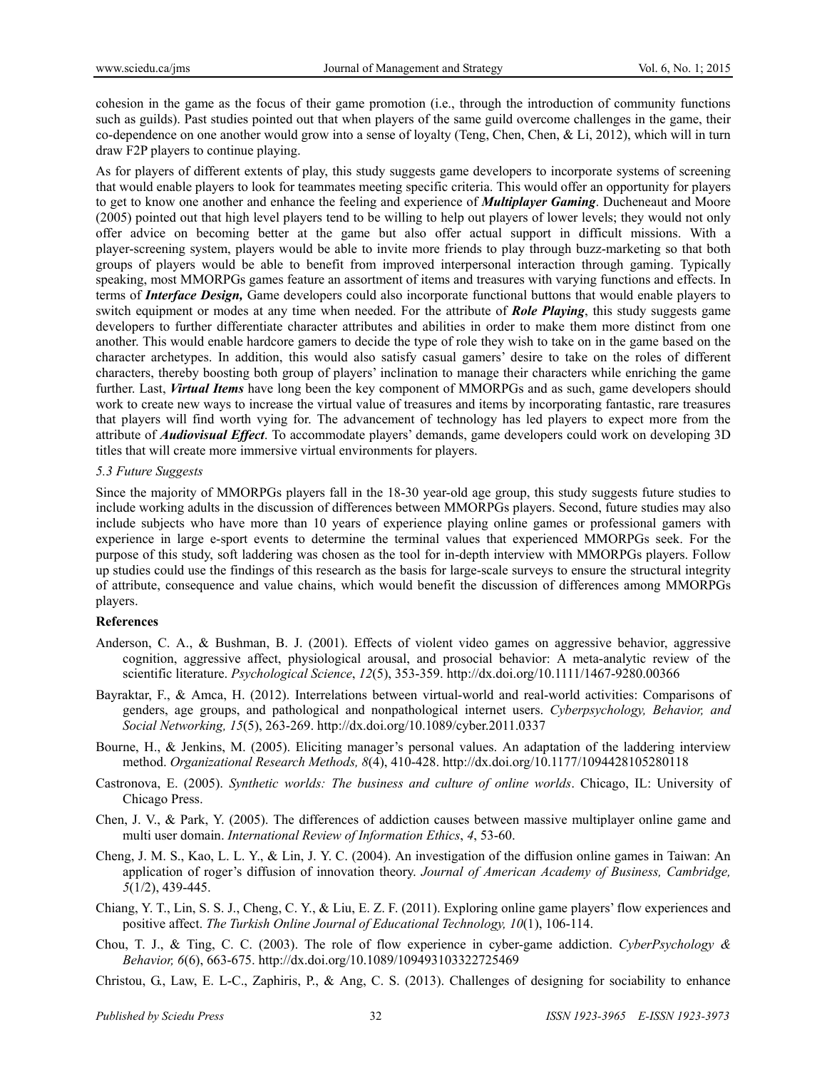cohesion in the game as the focus of their game promotion (i.e., through the introduction of community functions such as guilds). Past studies pointed out that when players of the same guild overcome challenges in the game, their co-dependence on one another would grow into a sense of loyalty (Teng, Chen, Chen, & Li, 2012), which will in turn draw F2P players to continue playing.

As for players of different extents of play, this study suggests game developers to incorporate systems of screening that would enable players to look for teammates meeting specific criteria. This would offer an opportunity for players to get to know one another and enhance the feeling and experience of ***Multiplayer Gaming***. Ducheneaut and Moore (2005) pointed out that high level players tend to be willing to help out players of lower levels; they would not only offer advice on becoming better at the game but also offer actual support in difficult missions. With a player-screening system, players would be able to invite more friends to play through buzz-marketing so that both groups of players would be able to benefit from improved interpersonal interaction through gaming. Typically speaking, most MMORPGs games feature an assortment of items and treasures with varying functions and effects. In terms of ***Interface Design,*** Game developers could also incorporate functional buttons that would enable players to switch equipment or modes at any time when needed. For the attribute of ***Role Playing***, this study suggests game developers to further differentiate character attributes and abilities in order to make them more distinct from one another. This would enable hardcore gamers to decide the type of role they wish to take on in the game based on the character archetypes. In addition, this would also satisfy casual gamers' desire to take on the roles of different characters, thereby boosting both group of players' inclination to manage their characters while enriching the game further. Last, ***Virtual Items*** have long been the key component of MMORPGs and as such, game developers should work to create new ways to increase the virtual value of treasures and items by incorporating fantastic, rare treasures that players will find worth vying for. The advancement of technology has led players to expect more from the attribute of ***Audiovisual Effect***. To accommodate players' demands, game developers could work on developing 3D titles that will create more immersive virtual environments for players.

*5.3 Future Suggests*

Since the majority of MMORPGs players fall in the 18-30 year-old age group, this study suggests future studies to include working adults in the discussion of differences between MMORPGs players. Second, future studies may also include subjects who have more than 10 years of experience playing online games or professional gamers with experience in large e-sport events to determine the terminal values that experienced MMORPGs seek. For the purpose of this study, soft laddering was chosen as the tool for in-depth interview with MMORPGs players. Follow up studies could use the findings of this research as the basis for large-scale surveys to ensure the structural integrity of attribute, consequence and value chains, which would benefit the discussion of differences among MMORPGs players.

**References**

Anderson, C. A., & Bushman, B. J. (2001). Effects of violent video games on aggressive behavior, aggressive cognition, aggressive affect, physiological arousal, and prosocial behavior: A meta-analytic review of the scientific literature. *Psychological Science*, *12*(5), 353-359. http://dx.doi.org/10.1111/1467-9280.00366

Bayraktar, F., & Amca, H. (2012). Interrelations between virtual-world and real-world activities: Comparisons of genders, age groups, and pathological and nonpathological internet users. *Cyberpsychology, Behavior, and Social Networking, 15*(5), 263-269. http://dx.doi.org/10.1089/cyber.2011.0337

Bourne, H., & Jenkins, M. (2005). Eliciting manager's personal values. An adaptation of the laddering interview method. *Organizational Research Methods, 8*(4), 410-428. http://dx.doi.org/10.1177/1094428105280118

Castronova, E. (2005). *Synthetic worlds: The business and culture of online worlds*. Chicago, IL: University of Chicago Press.

Chen, J. V., & Park, Y. (2005). The differences of addiction causes between massive multiplayer online game and multi user domain. *International Review of Information Ethics*, *4*, 53-60.

Cheng, J. M. S., Kao, L. L. Y., & Lin, J. Y. C. (2004). An investigation of the diffusion online games in Taiwan: An application of roger's diffusion of innovation theory. *Journal of American Academy of Business, Cambridge, 5*(1/2), 439-445.

Chiang, Y. T., Lin, S. S. J., Cheng, C. Y., & Liu, E. Z. F. (2011). Exploring online game players' flow experiences and positive affect. *The Turkish Online Journal of Educational Technology, 10*(1), 106-114.

Chou, T. J., & Ting, C. C. (2003). The role of flow experience in cyber-game addiction. *CyberPsychology & Behavior, 6*(6), 663-675. http://dx.doi.org/10.1089/109493103322725469

Christou, G., Law, E. L-C., Zaphiris, P., & Ang, C. S. (2013). Challenges of designing for sociability to enhance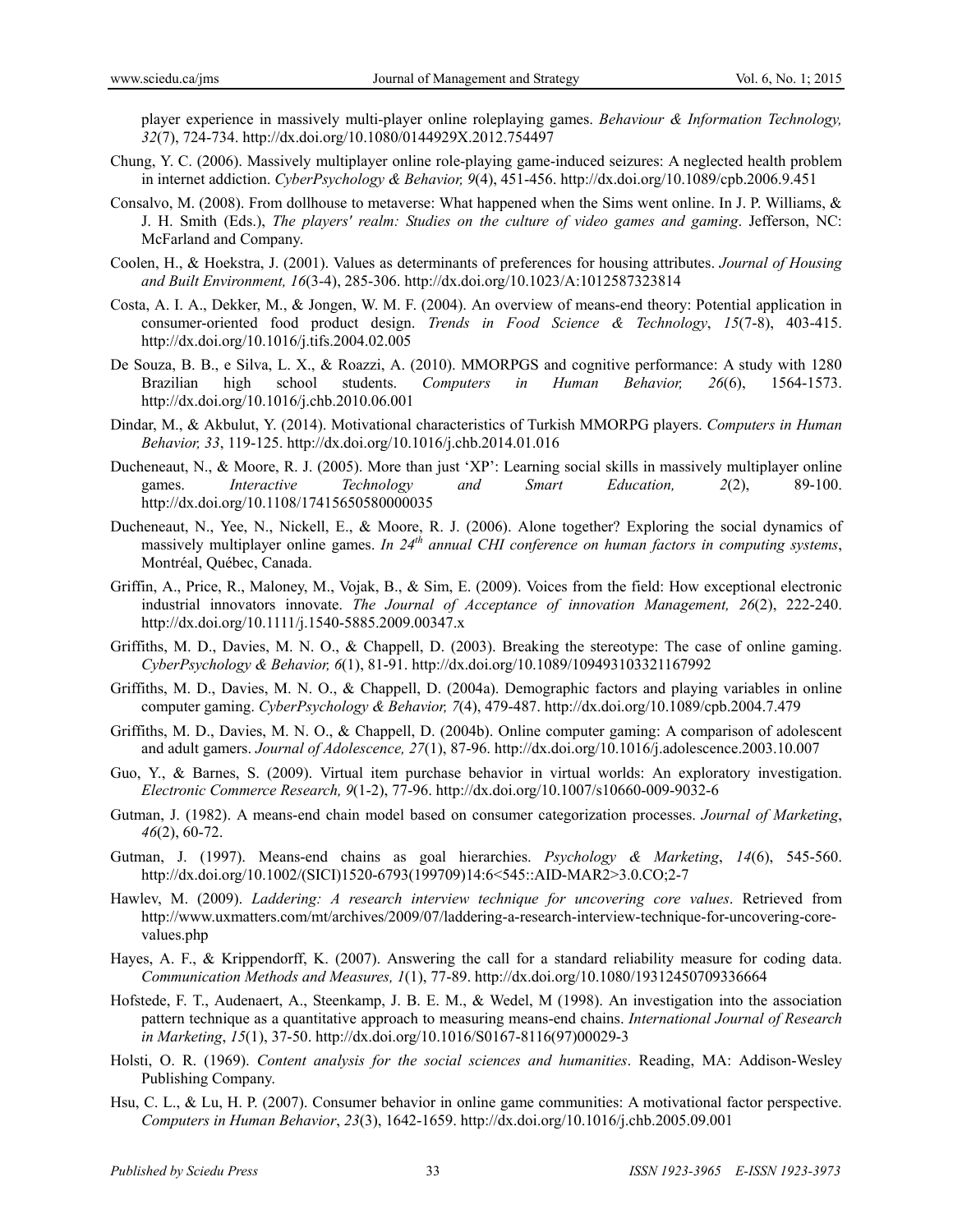player experience in massively multi-player online roleplaying games. *Behaviour & Information Technology, 32*(7), 724-734. http://dx.doi.org/10.1080/0144929X.2012.754497

Chung, Y. C. (2006). Massively multiplayer online role-playing game-induced seizures: A neglected health problem in internet addiction. *CyberPsychology & Behavior, 9*(4), 451-456. http://dx.doi.org/10.1089/cpb.2006.9.451

Consalvo, M. (2008). From dollhouse to metaverse: What happened when the Sims went online. In J. P. Williams, & J. H. Smith (Eds.), *The players′ realm: Studies on the culture of video games and gaming*. Jefferson, NC: McFarland and Company.

Coolen, H., & Hoekstra, J. (2001). Values as determinants of preferences for housing attributes. *Journal of Housing and Built Environment, 16*(3-4), 285-306. http://dx.doi.org/10.1023/A:1012587323814

Costa, A. I. A., Dekker, M., & Jongen, W. M. F. (2004). An overview of means-end theory: Potential application in consumer-oriented food product design. *Trends in Food Science & Technology*, *15*(7-8), 403-415. http://dx.doi.org/10.1016/j.tifs.2004.02.005

De Souza, B. B., e Silva, L. X., & Roazzi, A. (2010). MMORPGS and cognitive performance: A study with 1280 Brazilian high school students. *Computers in Human Behavior, 26*(6), 1564-1573. http://dx.doi.org/10.1016/j.chb.2010.06.001

Dindar, M., & Akbulut, Y. (2014). Motivational characteristics of Turkish MMORPG players. *Computers in Human Behavior, 33*, 119-125. http://dx.doi.org/10.1016/j.chb.2014.01.016

Ducheneaut, N., & Moore, R. J. (2005). More than just 'XP': Learning social skills in massively multiplayer online games. *Interactive Technology and Smart Education, 2*(2), 89-100. http://dx.doi.org/10.1108/17415650580000035

Ducheneaut, N., Yee, N., Nickell, E., & Moore, R. J. (2006). Alone together? Exploring the social dynamics of massively multiplayer online games. *In 24th annual CHI conference on human factors in computing systems*, Montréal, Québec, Canada.

Griffin, A., Price, R., Maloney, M., Vojak, B., & Sim, E. (2009). Voices from the field: How exceptional electronic industrial innovators innovate. *The Journal of Acceptance of innovation Management, 26*(2), 222-240. http://dx.doi.org/10.1111/j.1540-5885.2009.00347.x

Griffiths, M. D., Davies, M. N. O., & Chappell, D. (2003). Breaking the stereotype: The case of online gaming. *CyberPsychology & Behavior, 6*(1), 81-91. http://dx.doi.org/10.1089/109493103321167992

Griffiths, M. D., Davies, M. N. O., & Chappell, D. (2004a). Demographic factors and playing variables in online computer gaming. *CyberPsychology & Behavior, 7*(4), 479-487. http://dx.doi.org/10.1089/cpb.2004.7.479

Griffiths, M. D., Davies, M. N. O., & Chappell, D. (2004b). Online computer gaming: A comparison of adolescent and adult gamers. *Journal of Adolescence, 27*(1), 87-96. http://dx.doi.org/10.1016/j.adolescence.2003.10.007

Guo, Y., & Barnes, S. (2009). Virtual item purchase behavior in virtual worlds: An exploratory investigation. *Electronic Commerce Research, 9*(1-2), 77-96. http://dx.doi.org/10.1007/s10660-009-9032-6

Gutman, J. (1982). A means-end chain model based on consumer categorization processes. *Journal of Marketing*, *46*(2), 60-72.

Gutman, J. (1997). Means-end chains as goal hierarchies. *Psychology & Marketing*, *14*(6), 545-560. http://dx.doi.org/10.1002/(SICI)1520-6793(199709)14:6<545::AID-MAR2>3.0.CO;2-7

Hawlev, M. (2009). *Laddering: A research interview technique for uncovering core values*. Retrieved from http://www.uxmatters.com/mt/archives/2009/07/laddering-a-research-interview-technique-for-uncovering-core-values.php

Hayes, A. F., & Krippendorff, K. (2007). Answering the call for a standard reliability measure for coding data. *Communication Methods and Measures, 1*(1), 77-89. http://dx.doi.org/10.1080/19312450709336664

Hofstede, F. T., Audenaert, A., Steenkamp, J. B. E. M., & Wedel, M (1998). An investigation into the association pattern technique as a quantitative approach to measuring means-end chains. *International Journal of Research in Marketing*, *15*(1), 37-50. http://dx.doi.org/10.1016/S0167-8116(97)00029-3

Holsti, O. R. (1969). *Content analysis for the social sciences and humanities*. Reading, MA: Addison-Wesley Publishing Company.

Hsu, C. L., & Lu, H. P. (2007). Consumer behavior in online game communities: A motivational factor perspective. *Computers in Human Behavior*, *23*(3), 1642-1659. http://dx.doi.org/10.1016/j.chb.2005.09.001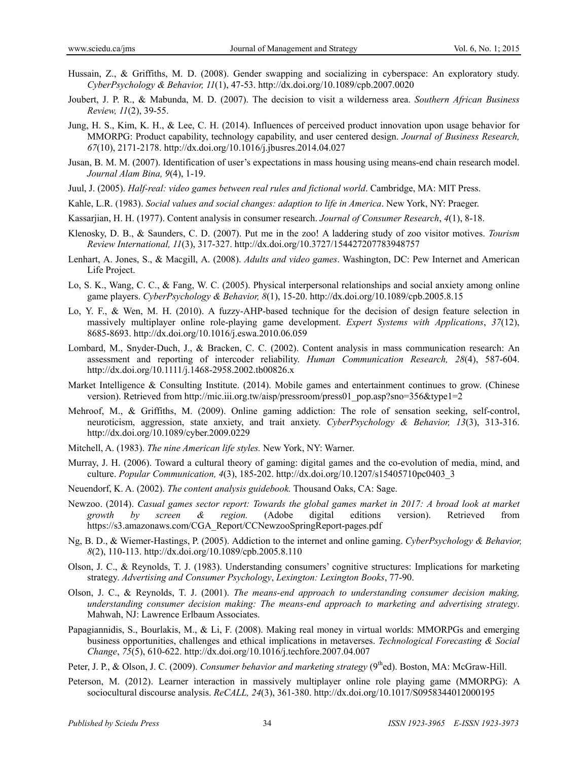Hussain, Z., & Griffiths, M. D. (2008). Gender swapping and socializing in cyberspace: An exploratory study. *CyberPsychology & Behavior, 11*(1), 47-53. http://dx.doi.org/10.1089/cpb.2007.0020

Joubert, J. P. R., & Mabunda, M. D. (2007). The decision to visit a wilderness area. *Southern African Business Review, 11*(2), 39-55.

Jung, H. S., Kim, K. H., & Lee, C. H. (2014). Influences of perceived product innovation upon usage behavior for MMORPG: Product capability, technology capability, and user centered design. *Journal of Business Research, 67*(10), 2171-2178. http://dx.doi.org/10.1016/j.jbusres.2014.04.027

Jusan, B. M. M. (2007). Identification of user's expectations in mass housing using means-end chain research model. *Journal Alam Bina, 9*(4), 1-19.

Juul, J. (2005). *Half-real: video games between real rules and fictional world*. Cambridge, MA: MIT Press.

Kahle, L.R. (1983). *Social values and social changes: adaption to life in America*. New York, NY: Praeger.

Kassarjian, H. H. (1977). Content analysis in consumer research. *Journal of Consumer Research*, *4*(1), 8-18.

Klenosky, D. B., & Saunders, C. D. (2007). Put me in the zoo! A laddering study of zoo visitor motives. *Tourism Review International, 11*(3), 317-327. http://dx.doi.org/10.3727/154427207783948757

Lenhart, A. Jones, S., & Macgill, A. (2008). *Adults and video games*. Washington, DC: Pew Internet and American Life Project.

Lo, S. K., Wang, C. C., & Fang, W. C. (2005). Physical interpersonal relationships and social anxiety among online game players. *CyberPsychology & Behavior, 8*(1), 15-20. http://dx.doi.org/10.1089/cpb.2005.8.15

Lo, Y. F., & Wen, M. H. (2010). A fuzzy-AHP-based technique for the decision of design feature selection in massively multiplayer online role-playing game development. *Expert Systems with Applications*, *37*(12), 8685-8693. http://dx.doi.org/10.1016/j.eswa.2010.06.059

Lombard, M., Snyder-Duch, J., & Bracken, C. C. (2002). Content analysis in mass communication research: An assessment and reporting of intercoder reliability. *Human Communication Research, 28*(4), 587-604. http://dx.doi.org/10.1111/j.1468-2958.2002.tb00826.x

Market Intelligence & Consulting Institute. (2014). Mobile games and entertainment continues to grow. (Chinese version). Retrieved from http://mic.iii.org.tw/aisp/pressroom/press01_pop.asp?sno=356&type1=2

Mehroof, M., & Griffiths, M. (2009). Online gaming addiction: The role of sensation seeking, self-control, neuroticism, aggression, state anxiety, and trait anxiety. *CyberPsychology & Behavior, 13*(3), 313-316. http://dx.doi.org/10.1089/cyber.2009.0229

Mitchell, A. (1983). *The nine American life styles.* New York, NY: Warner.

Murray, J. H. (2006). Toward a cultural theory of gaming: digital games and the co-evolution of media, mind, and culture. *Popular Communication, 4*(3), 185-202. http://dx.doi.org/10.1207/s15405710pc0403_3

Neuendorf, K. A. (2002). *The content analysis guidebook.* Thousand Oaks, CA: Sage.

Newzoo. (2014). *Casual games sector report: Towards the global games market in 2017: A broad look at market growth by screen & region.* (Adobe digital editions version). Retrieved from https://s3.amazonaws.com/CGA_Report/CCNewzooSpringReport-pages.pdf

Ng, B. D., & Wiemer-Hastings, P. (2005). Addiction to the internet and online gaming. *CyberPsychology & Behavior, 8*(2), 110-113. http://dx.doi.org/10.1089/cpb.2005.8.110

Olson, J. C., & Reynolds, T. J. (1983). Understanding consumers' cognitive structures: Implications for marketing strategy. *Advertising and Consumer Psychology*, *Lexington: Lexington Books*, 77-90.

Olson, J. C., & Reynolds, T. J. (2001). *The means-end approach to understanding consumer decision making, understanding consumer decision making: The means-end approach to marketing and advertising strategy*. Mahwah, NJ: Lawrence Erlbaum Associates.

Papagiannidis, S., Bourlakis, M., & Li, F. (2008). Making real money in virtual worlds: MMORPGs and emerging business opportunities, challenges and ethical implications in metaverses. *Technological Forecasting & Social Change*, *75*(5), 610-622. http://dx.doi.org/10.1016/j.techfore.2007.04.007

Peter, J. P., & Olson, J. C. (2009). *Consumer behavior and marketing strategy* (9thed). Boston, MA: McGraw-Hill.

Peterson, M. (2012). Learner interaction in massively multiplayer online role playing game (MMORPG): A sociocultural discourse analysis. *ReCALL, 24*(3), 361-380. http://dx.doi.org/10.1017/S0958344012000195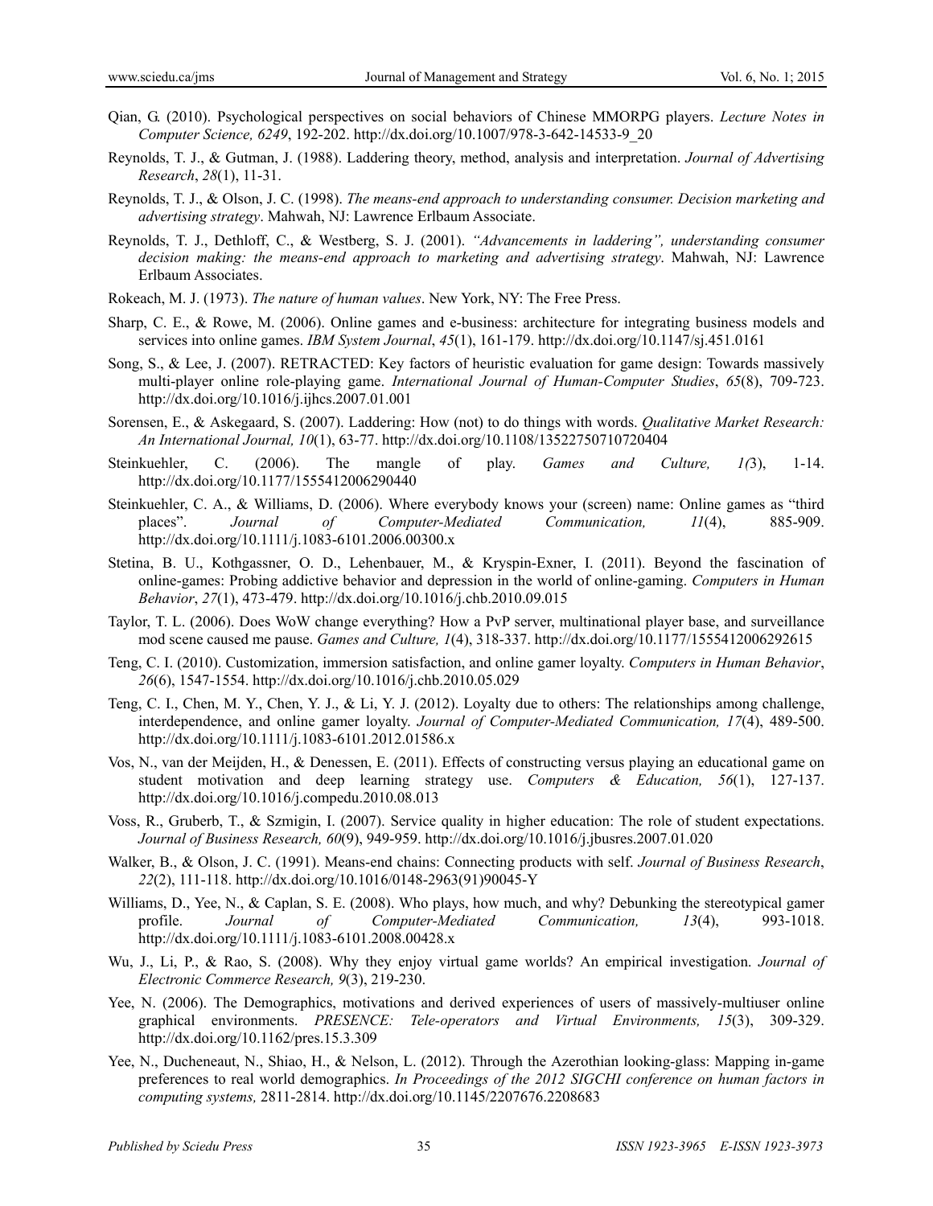Qian, G. (2010). Psychological perspectives on social behaviors of Chinese MMORPG players. *Lecture Notes in Computer Science, 6249*, 192-202. http://dx.doi.org/10.1007/978-3-642-14533-9_20

Reynolds, T. J., & Gutman, J. (1988). Laddering theory, method, analysis and interpretation. *Journal of Advertising Research*, *28*(1), 11-31.

Reynolds, T. J., & Olson, J. C. (1998). *The means-end approach to understanding consumer. Decision marketing and advertising strategy*. Mahwah, NJ: Lawrence Erlbaum Associate.

Reynolds, T. J., Dethloff, C., & Westberg, S. J. (2001). *"Advancements in laddering", understanding consumer decision making: the means-end approach to marketing and advertising strategy*. Mahwah, NJ: Lawrence Erlbaum Associates.

Rokeach, M. J. (1973). *The nature of human values*. New York, NY: The Free Press.

Sharp, C. E., & Rowe, M. (2006). Online games and e-business: architecture for integrating business models and services into online games. *IBM System Journal*, *45*(1), 161-179. http://dx.doi.org/10.1147/sj.451.0161

Song, S., & Lee, J. (2007). RETRACTED: Key factors of heuristic evaluation for game design: Towards massively multi-player online role-playing game. *International Journal of Human-Computer Studies*, *65*(8), 709-723. http://dx.doi.org/10.1016/j.ijhcs.2007.01.001

Sorensen, E., & Askegaard, S. (2007). Laddering: How (not) to do things with words. *Qualitative Market Research: An International Journal, 10*(1), 63-77. http://dx.doi.org/10.1108/13522750710720404

Steinkuehler, C. (2006). The mangle of play. *Games and Culture, 1(*3), 1-14. http://dx.doi.org/10.1177/1555412006290440

Steinkuehler, C. A., & Williams, D. (2006). Where everybody knows your (screen) name: Online games as "third places". *Journal of Computer-Mediated Communication, 11*(4), 885-909. http://dx.doi.org/10.1111/j.1083-6101.2006.00300.x

Stetina, B. U., Kothgassner, O. D., Lehenbauer, M., & Kryspin-Exner, I. (2011). Beyond the fascination of online-games: Probing addictive behavior and depression in the world of online-gaming. *Computers in Human Behavior*, *27*(1), 473-479. http://dx.doi.org/10.1016/j.chb.2010.09.015

Taylor, T. L. (2006). Does WoW change everything? How a PvP server, multinational player base, and surveillance mod scene caused me pause. *Games and Culture, 1*(4), 318-337. http://dx.doi.org/10.1177/1555412006292615

Teng, C. I. (2010). Customization, immersion satisfaction, and online gamer loyalty. *Computers in Human Behavior*, *26*(6), 1547-1554. http://dx.doi.org/10.1016/j.chb.2010.05.029

Teng, C. I., Chen, M. Y., Chen, Y. J., & Li, Y. J. (2012). Loyalty due to others: The relationships among challenge, interdependence, and online gamer loyalty. *Journal of Computer-Mediated Communication, 17*(4), 489-500. http://dx.doi.org/10.1111/j.1083-6101.2012.01586.x

Vos, N., van der Meijden, H., & Denessen, E. (2011). Effects of constructing versus playing an educational game on student motivation and deep learning strategy use. *Computers & Education, 56*(1), 127-137. http://dx.doi.org/10.1016/j.compedu.2010.08.013

Voss, R., Gruberb, T., & Szmigin, I. (2007). Service quality in higher education: The role of student expectations. *Journal of Business Research, 60*(9), 949-959. http://dx.doi.org/10.1016/j.jbusres.2007.01.020

Walker, B., & Olson, J. C. (1991). Means-end chains: Connecting products with self. *Journal of Business Research*, *22*(2), 111-118. http://dx.doi.org/10.1016/0148-2963(91)90045-Y

Williams, D., Yee, N., & Caplan, S. E. (2008). Who plays, how much, and why? Debunking the stereotypical gamer profile. *Journal of Computer-Mediated Communication, 13*(4), 993-1018. http://dx.doi.org/10.1111/j.1083-6101.2008.00428.x

Wu, J., Li, P., & Rao, S. (2008). Why they enjoy virtual game worlds? An empirical investigation. *Journal of Electronic Commerce Research, 9*(3), 219-230.

Yee, N. (2006). The Demographics, motivations and derived experiences of users of massively-multiuser online graphical environments. *PRESENCE: Tele-operators and Virtual Environments, 15*(3), 309-329. http://dx.doi.org/10.1162/pres.15.3.309

Yee, N., Ducheneaut, N., Shiao, H., & Nelson, L. (2012). Through the Azerothian looking-glass: Mapping in-game preferences to real world demographics. *In Proceedings of the 2012 SIGCHI conference on human factors in computing systems,* 2811-2814. http://dx.doi.org/10.1145/2207676.2208683